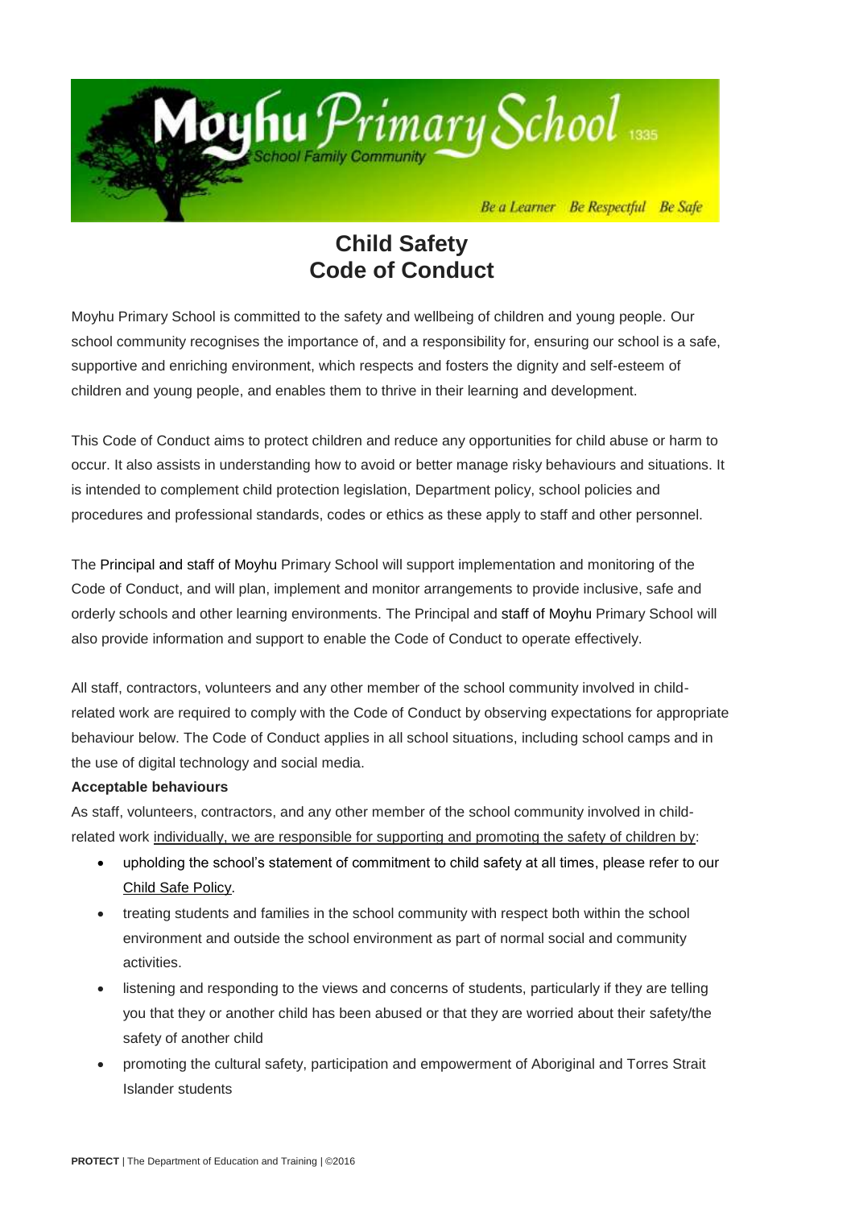# Moyhu Primary School

School Family Community

*Be a Learner   Be Respectful   Be Safe*

## Child Safety
## Code of Conduct

Moyhu Primary School is committed to the safety and wellbeing of children and young people. Our school community recognises the importance of, and a responsibility for, ensuring our school is a safe, supportive and enriching environment, which respects and fosters the dignity and self-esteem of children and young people, and enables them to thrive in their learning and development.

This Code of Conduct aims to protect children and reduce any opportunities for child abuse or harm to occur. It also assists in understanding how to avoid or better manage risky behaviours and situations. It is intended to complement child protection legislation, Department policy, school policies and procedures and professional standards, codes or ethics as these apply to staff and other personnel.

The Principal and staff of Moyhu Primary School will support implementation and monitoring of the Code of Conduct, and will plan, implement and monitor arrangements to provide inclusive, safe and orderly schools and other learning environments. The Principal and staff of Moyhu Primary School will also provide information and support to enable the Code of Conduct to operate effectively.

All staff, contractors, volunteers and any other member of the school community involved in child-related work are required to comply with the Code of Conduct by observing expectations for appropriate behaviour below. The Code of Conduct applies in all school situations, including school camps and in the use of digital technology and social media.

**Acceptable behaviours**

As staff, volunteers, contractors, and any other member of the school community involved in child-related work individually, we are responsible for supporting and promoting the safety of children by:

- upholding the school's statement of commitment to child safety at all times, please refer to our Child Safe Policy.
- treating students and families in the school community with respect both within the school environment and outside the school environment as part of normal social and community activities.
- listening and responding to the views and concerns of students, particularly if they are telling you that they or another child has been abused or that they are worried about their safety/the safety of another child
- promoting the cultural safety, participation and empowerment of Aboriginal and Torres Strait Islander students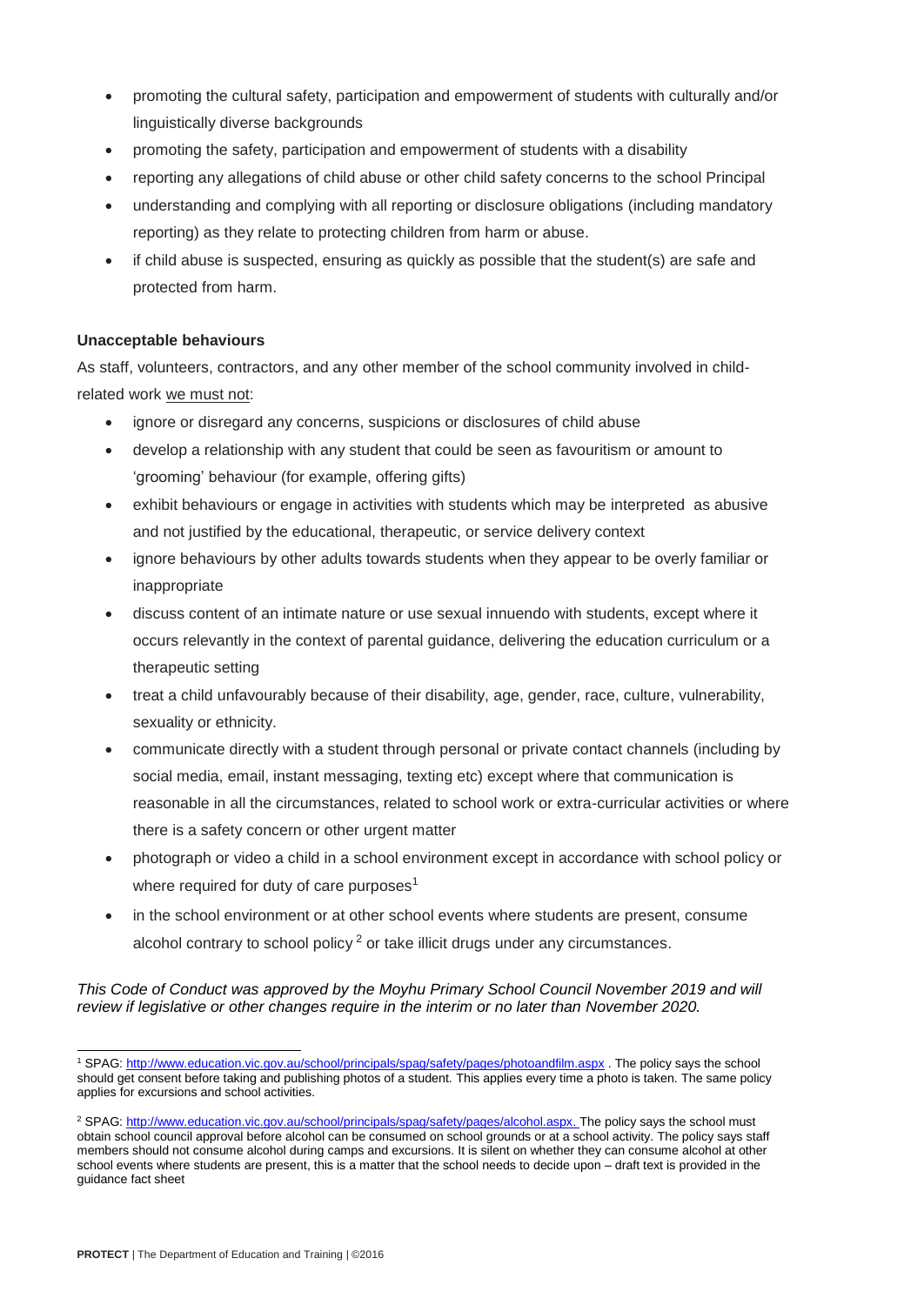- promoting the cultural safety, participation and empowerment of students with culturally and/or linguistically diverse backgrounds
- promoting the safety, participation and empowerment of students with a disability
- reporting any allegations of child abuse or other child safety concerns to the school Principal
- understanding and complying with all reporting or disclosure obligations (including mandatory reporting) as they relate to protecting children from harm or abuse.
- if child abuse is suspected, ensuring as quickly as possible that the student(s) are safe and protected from harm.

**Unacceptable behaviours**

As staff, volunteers, contractors, and any other member of the school community involved in child-related work we must not:

- ignore or disregard any concerns, suspicions or disclosures of child abuse
- develop a relationship with any student that could be seen as favouritism or amount to 'grooming' behaviour (for example, offering gifts)
- exhibit behaviours or engage in activities with students which may be interpreted as abusive and not justified by the educational, therapeutic, or service delivery context
- ignore behaviours by other adults towards students when they appear to be overly familiar or inappropriate
- discuss content of an intimate nature or use sexual innuendo with students, except where it occurs relevantly in the context of parental guidance, delivering the education curriculum or a therapeutic setting
- treat a child unfavourably because of their disability, age, gender, race, culture, vulnerability, sexuality or ethnicity.
- communicate directly with a student through personal or private contact channels (including by social media, email, instant messaging, texting etc) except where that communication is reasonable in all the circumstances, related to school work or extra-curricular activities or where there is a safety concern or other urgent matter
- photograph or video a child in a school environment except in accordance with school policy or where required for duty of care purposes[1]
- in the school environment or at other school events where students are present, consume alcohol contrary to school policy [2] or take illicit drugs under any circumstances.

*This Code of Conduct was approved by the Moyhu Primary School Council November 2019 and will review if legislative or other changes require in the interim or no later than November 2020.*

---

[1] SPAG: http://www.education.vic.gov.au/school/principals/spag/safety/pages/photoandfilm.aspx . The policy says the school should get consent before taking and publishing photos of a student. This applies every time a photo is taken. The same policy applies for excursions and school activities.

[2] SPAG: http://www.education.vic.gov.au/school/principals/spag/safety/pages/alcohol.aspx. The policy says the school must obtain school council approval before alcohol can be consumed on school grounds or at a school activity. The policy says staff members should not consume alcohol during camps and excursions. It is silent on whether they can consume alcohol at other school events where students are present, this is a matter that the school needs to decide upon – draft text is provided in the guidance fact sheet